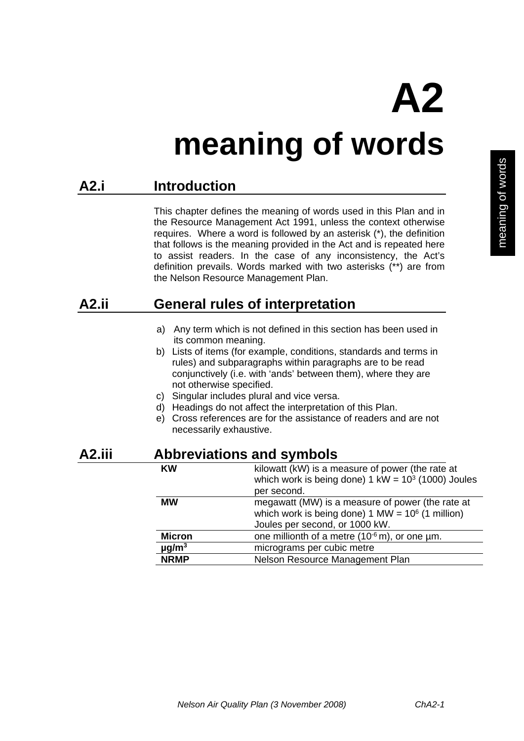# A2
# meaning of words

## A2.i Introduction

This chapter defines the meaning of words used in this Plan and in the Resource Management Act 1991, unless the context otherwise requires. Where a word is followed by an asterisk (*), the definition that follows is the meaning provided in the Act and is repeated here to assist readers. In the case of any inconsistency, the Act's definition prevails. Words marked with two asterisks (**) are from the Nelson Resource Management Plan.

## A2.ii General rules of interpretation

a) Any term which is not defined in this section has been used in its common meaning.
b) Lists of items (for example, conditions, standards and terms in rules) and subparagraphs within paragraphs are to be read conjunctively (i.e. with 'ands' between them), where they are not otherwise specified.
c) Singular includes plural and vice versa.
d) Headings do not affect the interpretation of this Plan.
e) Cross references are for the assistance of readers and are not necessarily exhaustive.

## A2.iii Abbreviations and symbols

| | |
|---|---|
| **KW** | kilowatt (kW) is a measure of power (the rate at which work is being done) 1 kW = $10^3$ (1000) Joules per second. |
| **MW** | megawatt (MW) is a measure of power (the rate at which work is being done) 1 MW = $10^6$ (1 million) Joules per second, or 1000 kW. |
| **Micron** | one millionth of a metre ($10^{-6}$ m), or one µm. |
| **µg/m$^3$** | micrograms per cubic metre |
| **NRMP** | Nelson Resource Management Plan |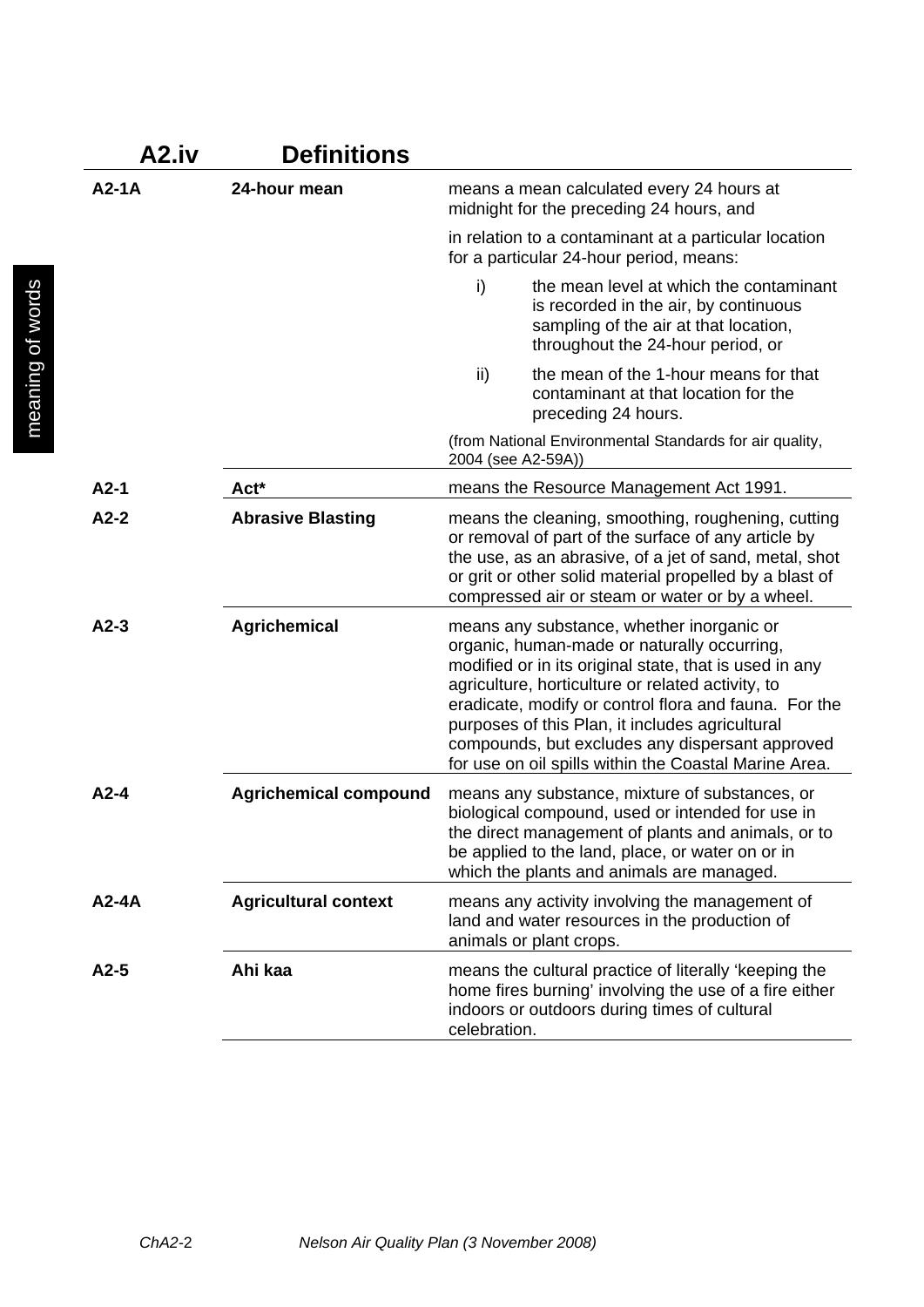## A2.iv Definitions

| | | |
|---|---|---|
| **A2-1A** | **24-hour mean** | means a mean calculated every 24 hours at midnight for the preceding 24 hours, and<br><br>in relation to a contaminant at a particular location for a particular 24-hour period, means:<br><br>i) the mean level at which the contaminant is recorded in the air, by continuous sampling of the air at that location, throughout the 24-hour period, or<br><br>ii) the mean of the 1-hour means for that contaminant at that location for the preceding 24 hours.<br><br>(from National Environmental Standards for air quality, 2004 (see A2-59A)) |
| **A2-1** | **Act*** | means the Resource Management Act 1991. |
| **A2-2** | **Abrasive Blasting** | means the cleaning, smoothing, roughening, cutting or removal of part of the surface of any article by the use, as an abrasive, of a jet of sand, metal, shot or grit or other solid material propelled by a blast of compressed air or steam or water or by a wheel. |
| **A2-3** | **Agrichemical** | means any substance, whether inorganic or organic, human-made or naturally occurring, modified or in its original state, that is used in any agriculture, horticulture or related activity, to eradicate, modify or control flora and fauna. For the purposes of this Plan, it includes agricultural compounds, but excludes any dispersant approved for use on oil spills within the Coastal Marine Area. |
| **A2-4** | **Agrichemical compound** | means any substance, mixture of substances, or biological compound, used or intended for use in the direct management of plants and animals, or to be applied to the land, place, or water on or in which the plants and animals are managed. |
| **A2-4A** | **Agricultural context** | means any activity involving the management of land and water resources in the production of animals or plant crops. |
| **A2-5** | **Ahi kaa** | means the cultural practice of literally 'keeping the home fires burning' involving the use of a fire either indoors or outdoors during times of cultural celebration. |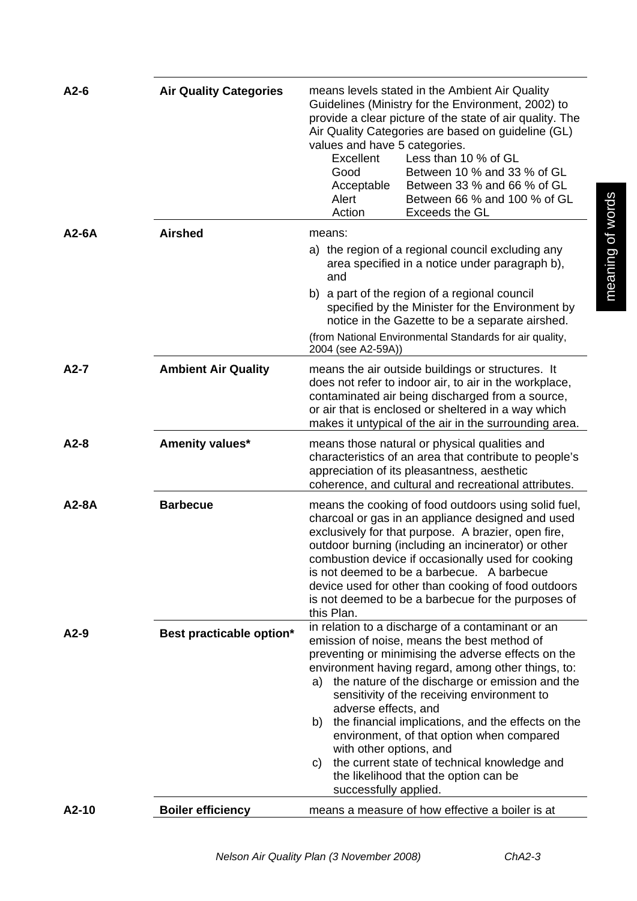| | | |
|---|---|---|
| **A2-6** | **Air Quality Categories** | means levels stated in the Ambient Air Quality Guidelines (Ministry for the Environment, 2002) to provide a clear picture of the state of air quality. The Air Quality Categories are based on guideline (GL) values and have 5 categories.<br>Excellent — Less than 10 % of GL<br>Good — Between 10 % and 33 % of GL<br>Acceptable — Between 33 % and 66 % of GL<br>Alert — Between 66 % and 100 % of GL<br>Action — Exceeds the GL |
| **A2-6A** | **Airshed** | means:<br>a) the region of a regional council excluding any area specified in a notice under paragraph b), and<br>b) a part of the region of a regional council specified by the Minister for the Environment by notice in the Gazette to be a separate airshed.<br>(from National Environmental Standards for air quality, 2004 (see A2-59A)) |
| **A2-7** | **Ambient Air Quality** | means the air outside buildings or structures. It does not refer to indoor air, to air in the workplace, contaminated air being discharged from a source, or air that is enclosed or sheltered in a way which makes it untypical of the air in the surrounding area. |
| **A2-8** | **Amenity values*** | means those natural or physical qualities and characteristics of an area that contribute to people's appreciation of its pleasantness, aesthetic coherence, and cultural and recreational attributes. |
| **A2-8A** | **Barbecue** | means the cooking of food outdoors using solid fuel, charcoal or gas in an appliance designed and used exclusively for that purpose. A brazier, open fire, outdoor burning (including an incinerator) or other combustion device if occasionally used for cooking is not deemed to be a barbecue. A barbecue device used for other than cooking of food outdoors is not deemed to be a barbecue for the purposes of this Plan. |
| **A2-9** | **Best practicable option*** | in relation to a discharge of a contaminant or an emission of noise, means the best method of preventing or minimising the adverse effects on the environment having regard, among other things, to:<br>a) the nature of the discharge or emission and the sensitivity of the receiving environment to adverse effects, and<br>b) the financial implications, and the effects on the environment, of that option when compared with other options, and<br>c) the current state of technical knowledge and the likelihood that the option can be successfully applied. |
| **A2-10** | **Boiler efficiency** | means a measure of how effective a boiler is at |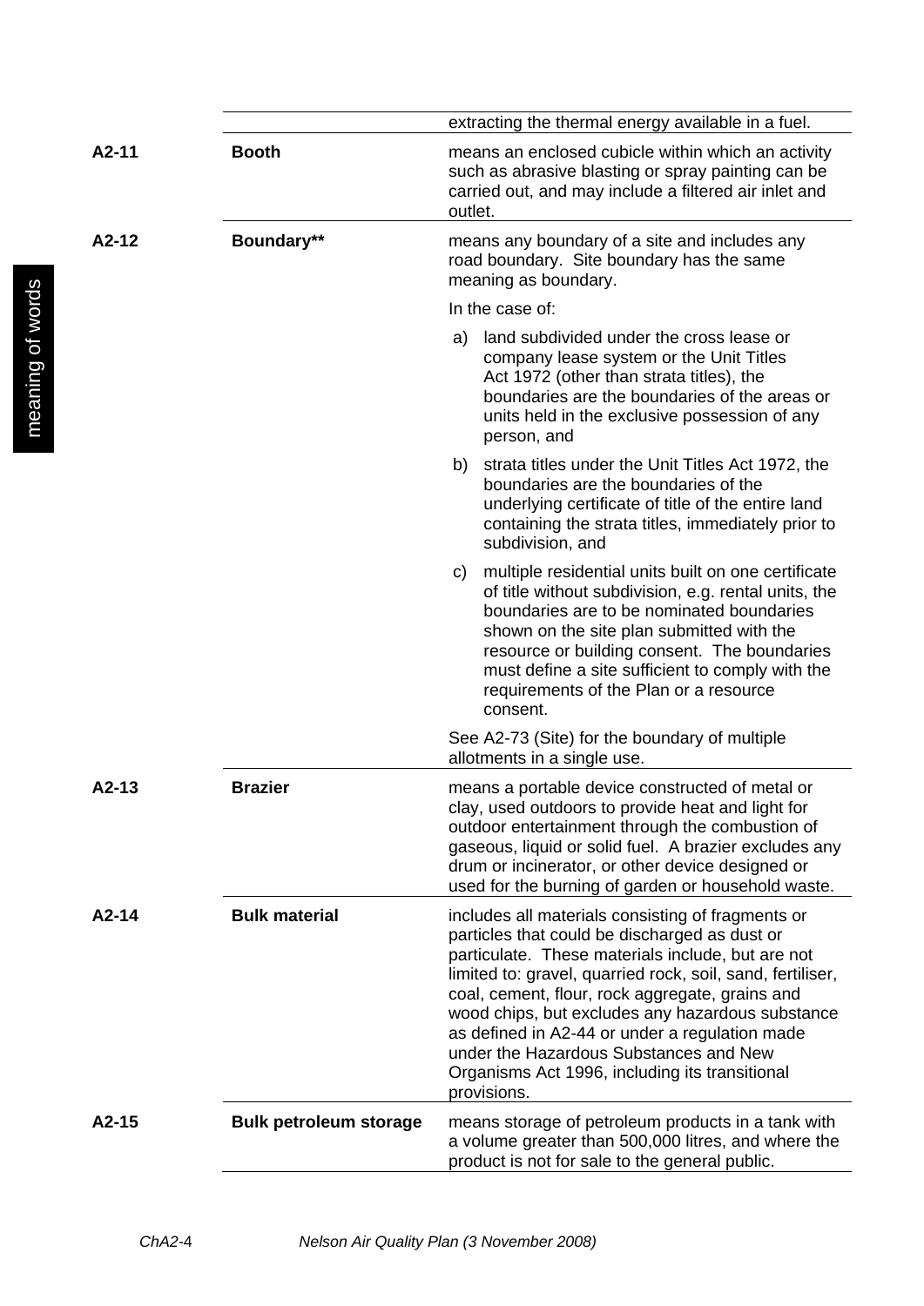| | | |
|---|---|---|
| | | extracting the thermal energy available in a fuel. |
| A2-11 | **Booth** | means an enclosed cubicle within which an activity such as abrasive blasting or spray painting can be carried out, and may include a filtered air inlet and outlet. |
| A2-12 | **Boundary\*\*** | means any boundary of a site and includes any road boundary. Site boundary has the same meaning as boundary.<br><br>In the case of:<br><br>a) land subdivided under the cross lease or company lease system or the Unit Titles Act 1972 (other than strata titles), the boundaries are the boundaries of the areas or units held in the exclusive possession of any person, and<br><br>b) strata titles under the Unit Titles Act 1972, the boundaries are the boundaries of the underlying certificate of title of the entire land containing the strata titles, immediately prior to subdivision, and<br><br>c) multiple residential units built on one certificate of title without subdivision, e.g. rental units, the boundaries are to be nominated boundaries shown on the site plan submitted with the resource or building consent. The boundaries must define a site sufficient to comply with the requirements of the Plan or a resource consent.<br><br>See A2-73 (Site) for the boundary of multiple allotments in a single use. |
| A2-13 | **Brazier** | means a portable device constructed of metal or clay, used outdoors to provide heat and light for outdoor entertainment through the combustion of gaseous, liquid or solid fuel. A brazier excludes any drum or incinerator, or other device designed or used for the burning of garden or household waste. |
| A2-14 | **Bulk material** | includes all materials consisting of fragments or particles that could be discharged as dust or particulate. These materials include, but are not limited to: gravel, quarried rock, soil, sand, fertiliser, coal, cement, flour, rock aggregate, grains and wood chips, but excludes any hazardous substance as defined in A2-44 or under a regulation made under the Hazardous Substances and New Organisms Act 1996, including its transitional provisions. |
| A2-15 | **Bulk petroleum storage** | means storage of petroleum products in a tank with a volume greater than 500,000 litres, and where the product is not for sale to the general public. |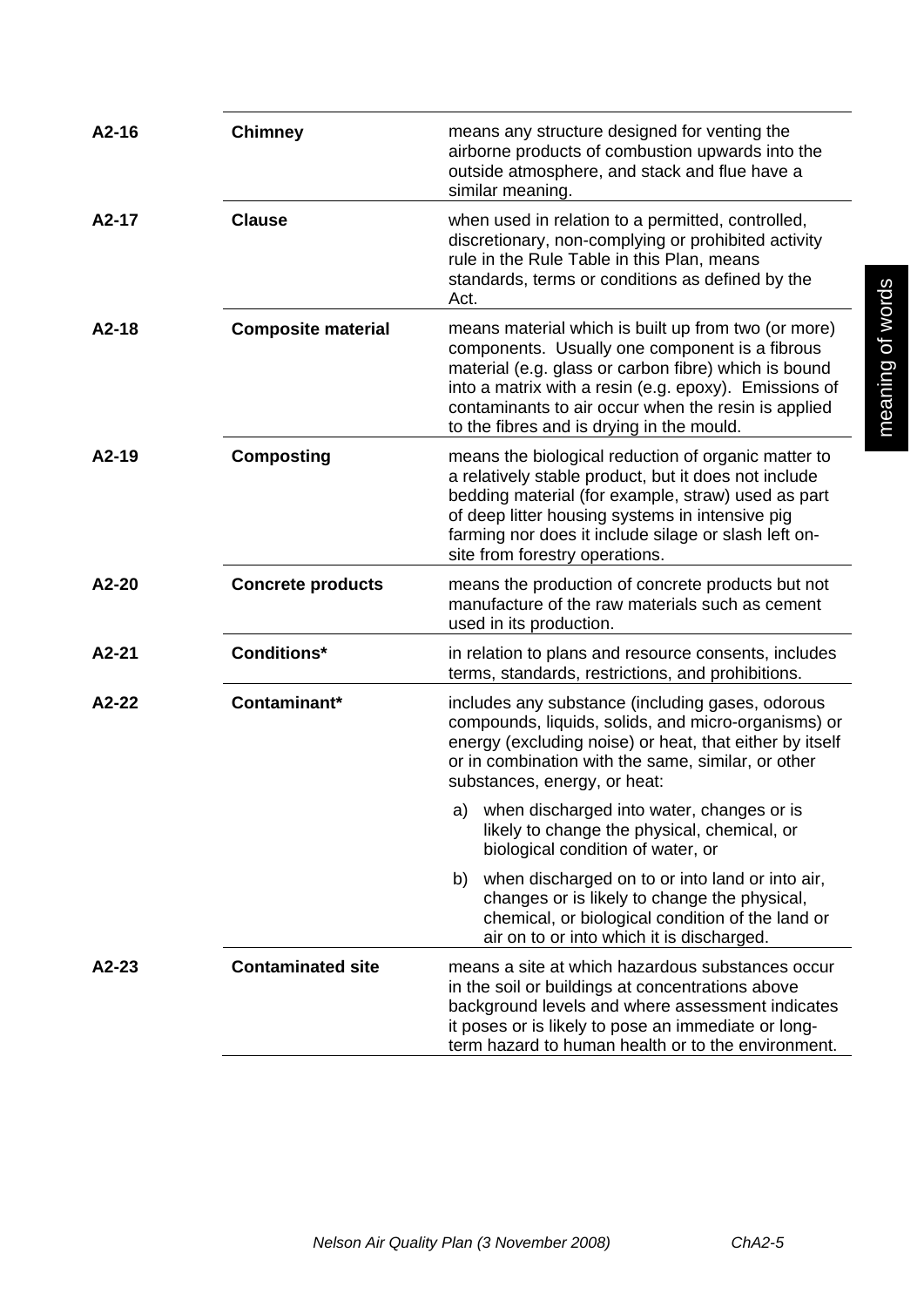| | | |
|---|---|---|
| **A2-16** | **Chimney** | means any structure designed for venting the airborne products of combustion upwards into the outside atmosphere, and stack and flue have a similar meaning. |
| **A2-17** | **Clause** | when used in relation to a permitted, controlled, discretionary, non-complying or prohibited activity rule in the Rule Table in this Plan, means standards, terms or conditions as defined by the Act. |
| **A2-18** | **Composite material** | means material which is built up from two (or more) components. Usually one component is a fibrous material (e.g. glass or carbon fibre) which is bound into a matrix with a resin (e.g. epoxy). Emissions of contaminants to air occur when the resin is applied to the fibres and is drying in the mould. |
| **A2-19** | **Composting** | means the biological reduction of organic matter to a relatively stable product, but it does not include bedding material (for example, straw) used as part of deep litter housing systems in intensive pig farming nor does it include silage or slash left on-site from forestry operations. |
| **A2-20** | **Concrete products** | means the production of concrete products but not manufacture of the raw materials such as cement used in its production. |
| **A2-21** | **Conditions*** | in relation to plans and resource consents, includes terms, standards, restrictions, and prohibitions. |
| **A2-22** | **Contaminant*** | includes any substance (including gases, odorous compounds, liquids, solids, and micro-organisms) or energy (excluding noise) or heat, that either by itself or in combination with the same, similar, or other substances, energy, or heat:<br>a) when discharged into water, changes or is likely to change the physical, chemical, or biological condition of water, or<br>b) when discharged on to or into land or into air, changes or is likely to change the physical, chemical, or biological condition of the land or air on to or into which it is discharged. |
| **A2-23** | **Contaminated site** | means a site at which hazardous substances occur in the soil or buildings at concentrations above background levels and where assessment indicates it poses or is likely to pose an immediate or long-term hazard to human health or to the environment. |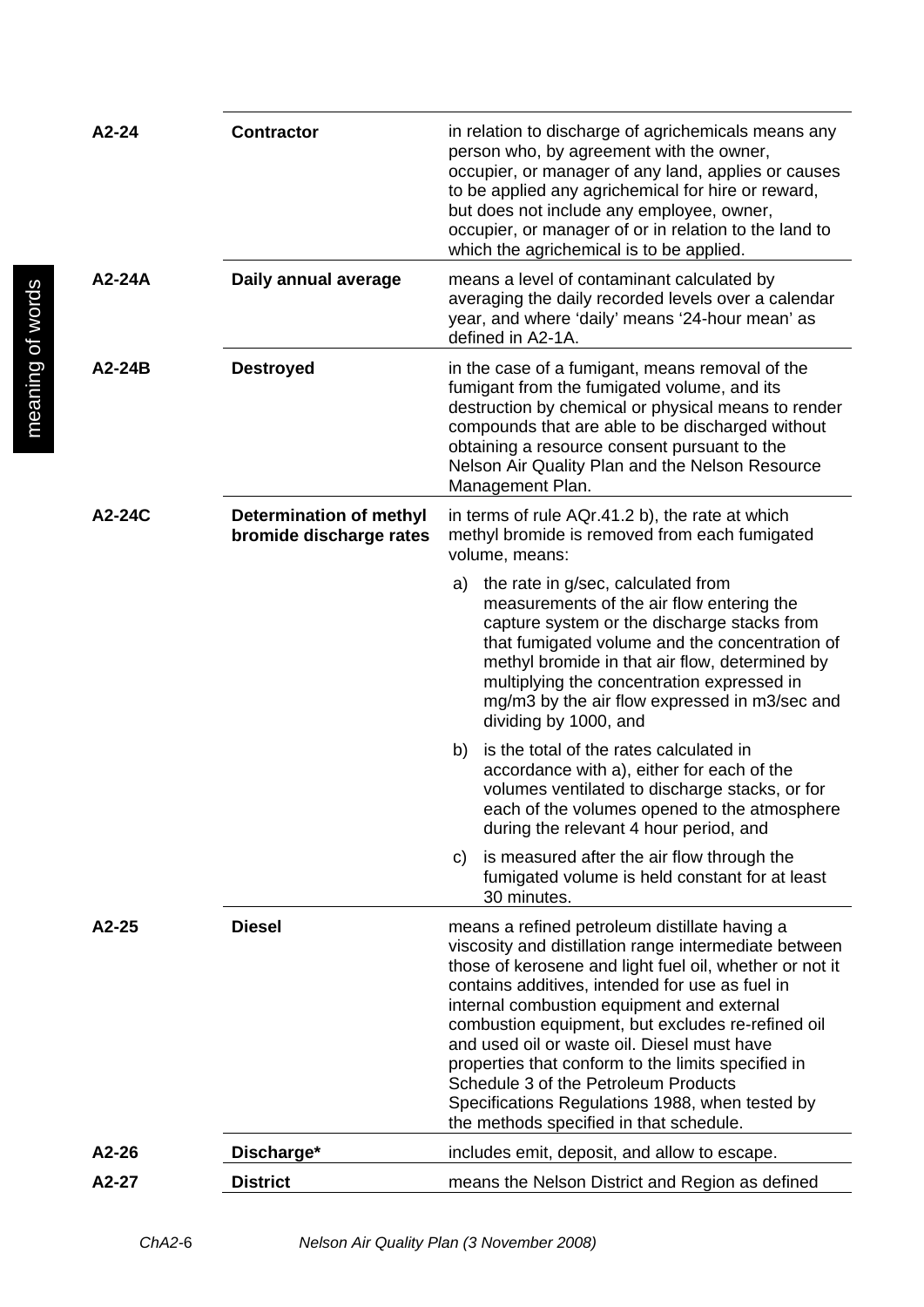| | | |
|---|---|---|
| **A2-24** | **Contractor** | in relation to discharge of agrichemicals means any person who, by agreement with the owner, occupier, or manager of any land, applies or causes to be applied any agrichemical for hire or reward, but does not include any employee, owner, occupier, or manager of or in relation to the land to which the agrichemical is to be applied. |
| **A2-24A** | **Daily annual average** | means a level of contaminant calculated by averaging the daily recorded levels over a calendar year, and where 'daily' means '24-hour mean' as defined in A2-1A. |
| **A2-24B** | **Destroyed** | in the case of a fumigant, means removal of the fumigant from the fumigated volume, and its destruction by chemical or physical means to render compounds that are able to be discharged without obtaining a resource consent pursuant to the Nelson Air Quality Plan and the Nelson Resource Management Plan. |
| **A2-24C** | **Determination of methyl bromide discharge rates** | in terms of rule AQr.41.2 b), the rate at which methyl bromide is removed from each fumigated volume, means: <br> a) the rate in g/sec, calculated from measurements of the air flow entering the capture system or the discharge stacks from that fumigated volume and the concentration of methyl bromide in that air flow, determined by multiplying the concentration expressed in mg/m3 by the air flow expressed in m3/sec and dividing by 1000, and <br> b) is the total of the rates calculated in accordance with a), either for each of the volumes ventilated to discharge stacks, or for each of the volumes opened to the atmosphere during the relevant 4 hour period, and <br> c) is measured after the air flow through the fumigated volume is held constant for at least 30 minutes. |
| **A2-25** | **Diesel** | means a refined petroleum distillate having a viscosity and distillation range intermediate between those of kerosene and light fuel oil, whether or not it contains additives, intended for use as fuel in internal combustion equipment and external combustion equipment, but excludes re-refined oil and used oil or waste oil. Diesel must have properties that conform to the limits specified in Schedule 3 of the Petroleum Products Specifications Regulations 1988, when tested by the methods specified in that schedule. |
| **A2-26** | **Discharge*** | includes emit, deposit, and allow to escape. |
| **A2-27** | **District** | means the Nelson District and Region as defined |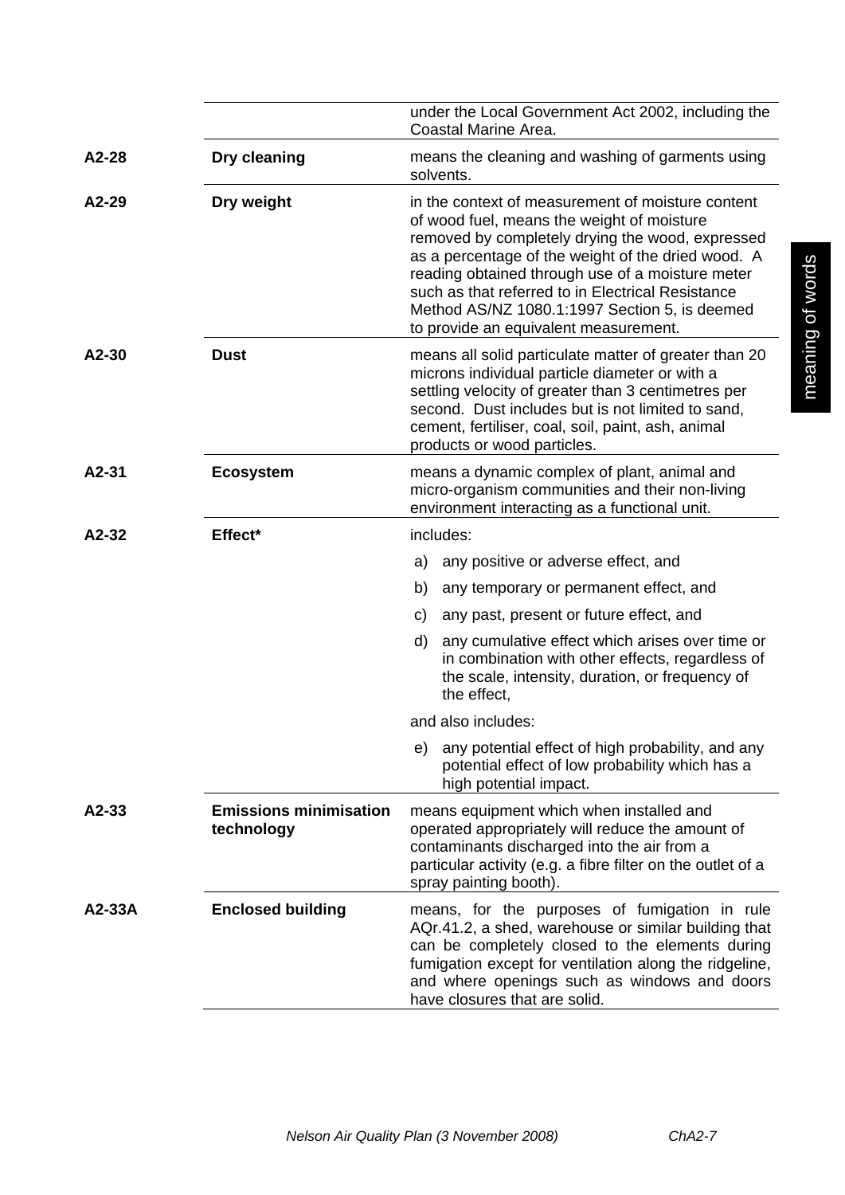| | | |
|---|---|---|
| | | under the Local Government Act 2002, including the Coastal Marine Area. |
| **A2-28** | **Dry cleaning** | means the cleaning and washing of garments using solvents. |
| **A2-29** | **Dry weight** | in the context of measurement of moisture content of wood fuel, means the weight of moisture removed by completely drying the wood, expressed as a percentage of the weight of the dried wood. A reading obtained through use of a moisture meter such as that referred to in Electrical Resistance Method AS/NZ 1080.1:1997 Section 5, is deemed to provide an equivalent measurement. |
| **A2-30** | **Dust** | means all solid particulate matter of greater than 20 microns individual particle diameter or with a settling velocity of greater than 3 centimetres per second. Dust includes but is not limited to sand, cement, fertiliser, coal, soil, paint, ash, animal products or wood particles. |
| **A2-31** | **Ecosystem** | means a dynamic complex of plant, animal and micro-organism communities and their non-living environment interacting as a functional unit. |
| **A2-32** | **Effect*** | includes:<br>a) any positive or adverse effect, and<br>b) any temporary or permanent effect, and<br>c) any past, present or future effect, and<br>d) any cumulative effect which arises over time or in combination with other effects, regardless of the scale, intensity, duration, or frequency of the effect,<br>and also includes:<br>e) any potential effect of high probability, and any potential effect of low probability which has a high potential impact. |
| **A2-33** | **Emissions minimisation technology** | means equipment which when installed and operated appropriately will reduce the amount of contaminants discharged into the air from a particular activity (e.g. a fibre filter on the outlet of a spray painting booth). |
| **A2-33A** | **Enclosed building** | means, for the purposes of fumigation in rule AQr.41.2, a shed, warehouse or similar building that can be completely closed to the elements during fumigation except for ventilation along the ridgeline, and where openings such as windows and doors have closures that are solid. |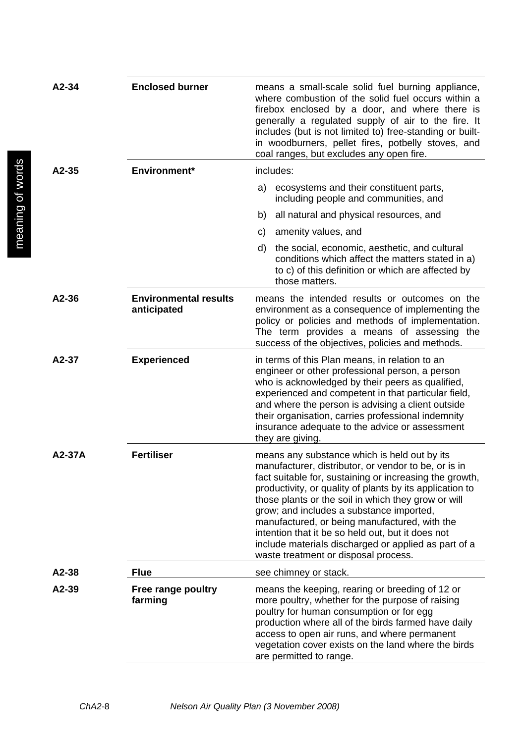| | | |
|---|---|---|
| A2-34 | **Enclosed burner** | means a small-scale solid fuel burning appliance, where combustion of the solid fuel occurs within a firebox enclosed by a door, and where there is generally a regulated supply of air to the fire. It includes (but is not limited to) free-standing or built-in woodburners, pellet fires, potbelly stoves, and coal ranges, but excludes any open fire. |
| A2-35 | **Environment*** | includes:<br>a) ecosystems and their constituent parts, including people and communities, and<br>b) all natural and physical resources, and<br>c) amenity values, and<br>d) the social, economic, aesthetic, and cultural conditions which affect the matters stated in a) to c) of this definition or which are affected by those matters. |
| A2-36 | **Environmental results anticipated** | means the intended results or outcomes on the environment as a consequence of implementing the policy or policies and methods of implementation. The term provides a means of assessing the success of the objectives, policies and methods. |
| A2-37 | **Experienced** | in terms of this Plan means, in relation to an engineer or other professional person, a person who is acknowledged by their peers as qualified, experienced and competent in that particular field, and where the person is advising a client outside their organisation, carries professional indemnity insurance adequate to the advice or assessment they are giving. |
| A2-37A | **Fertiliser** | means any substance which is held out by its manufacturer, distributor, or vendor to be, or is in fact suitable for, sustaining or increasing the growth, productivity, or quality of plants by its application to those plants or the soil in which they grow or will grow; and includes a substance imported, manufactured, or being manufactured, with the intention that it be so held out, but it does not include materials discharged or applied as part of a waste treatment or disposal process. |
| A2-38 | **Flue** | see chimney or stack. |
| A2-39 | **Free range poultry farming** | means the keeping, rearing or breeding of 12 or more poultry, whether for the purpose of raising poultry for human consumption or for egg production where all of the birds farmed have daily access to open air runs, and where permanent vegetation cover exists on the land where the birds are permitted to range. |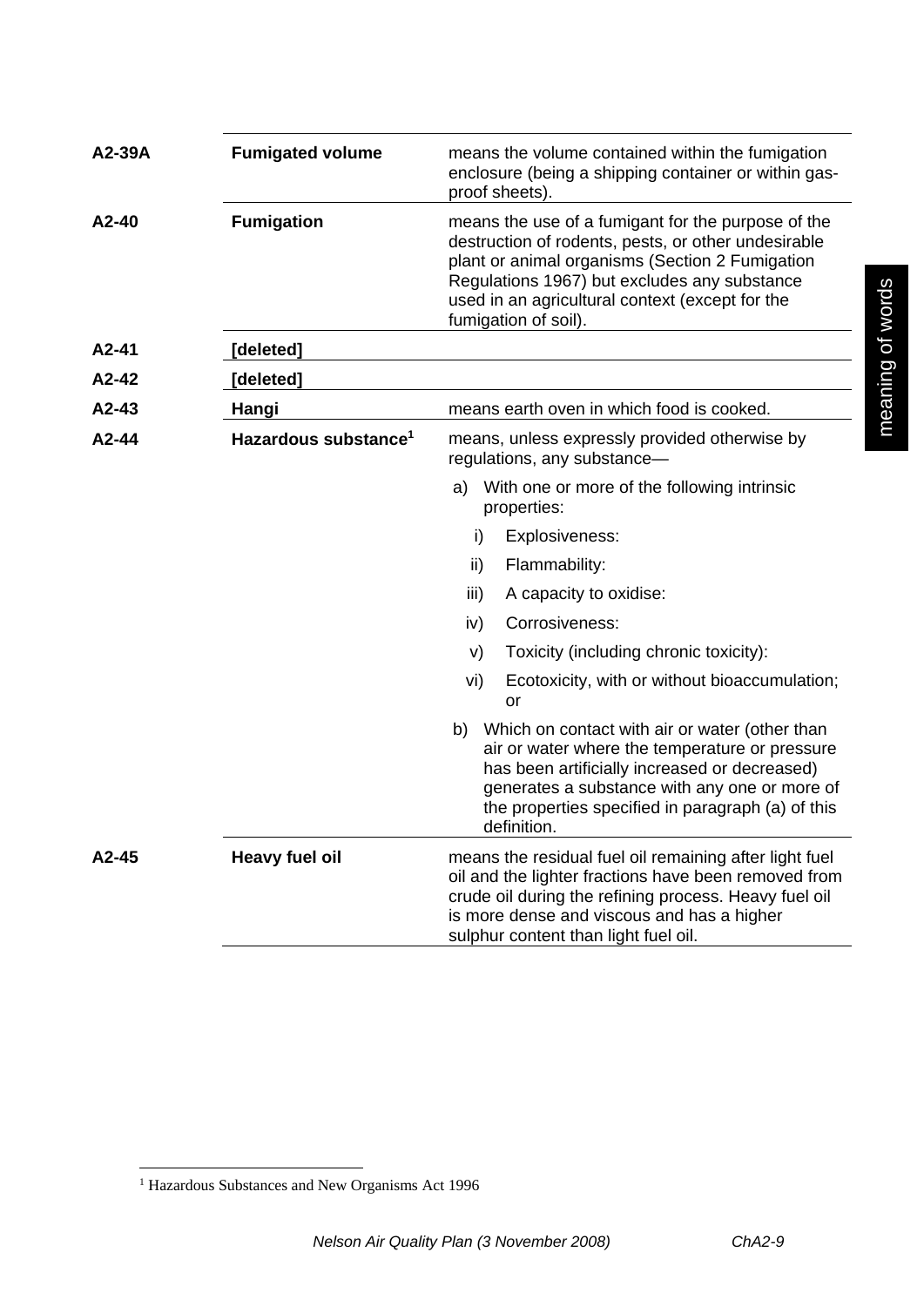| | | |
|---|---|---|
| **A2-39A** | **Fumigated volume** | means the volume contained within the fumigation enclosure (being a shipping container or within gas-proof sheets). |
| **A2-40** | **Fumigation** | means the use of a fumigant for the purpose of the destruction of rodents, pests, or other undesirable plant or animal organisms (Section 2 Fumigation Regulations 1967) but excludes any substance used in an agricultural context (except for the fumigation of soil). |
| **A2-41** | **[deleted]** | |
| **A2-42** | **[deleted]** | |
| **A2-43** | **Hangi** | means earth oven in which food is cooked. |
| **A2-44** | **Hazardous substance**[1] | means, unless expressly provided otherwise by regulations, any substance—<br>a) With one or more of the following intrinsic properties:<br>i) Explosiveness:<br>ii) Flammability:<br>iii) A capacity to oxidise:<br>iv) Corrosiveness:<br>v) Toxicity (including chronic toxicity):<br>vi) Ecotoxicity, with or without bioaccumulation; or<br>b) Which on contact with air or water (other than air or water where the temperature or pressure has been artificially increased or decreased) generates a substance with any one or more of the properties specified in paragraph (a) of this definition. |
| **A2-45** | **Heavy fuel oil** | means the residual fuel oil remaining after light fuel oil and the lighter fractions have been removed from crude oil during the refining process. Heavy fuel oil is more dense and viscous and has a higher sulphur content than light fuel oil. |

[1] Hazardous Substances and New Organisms Act 1996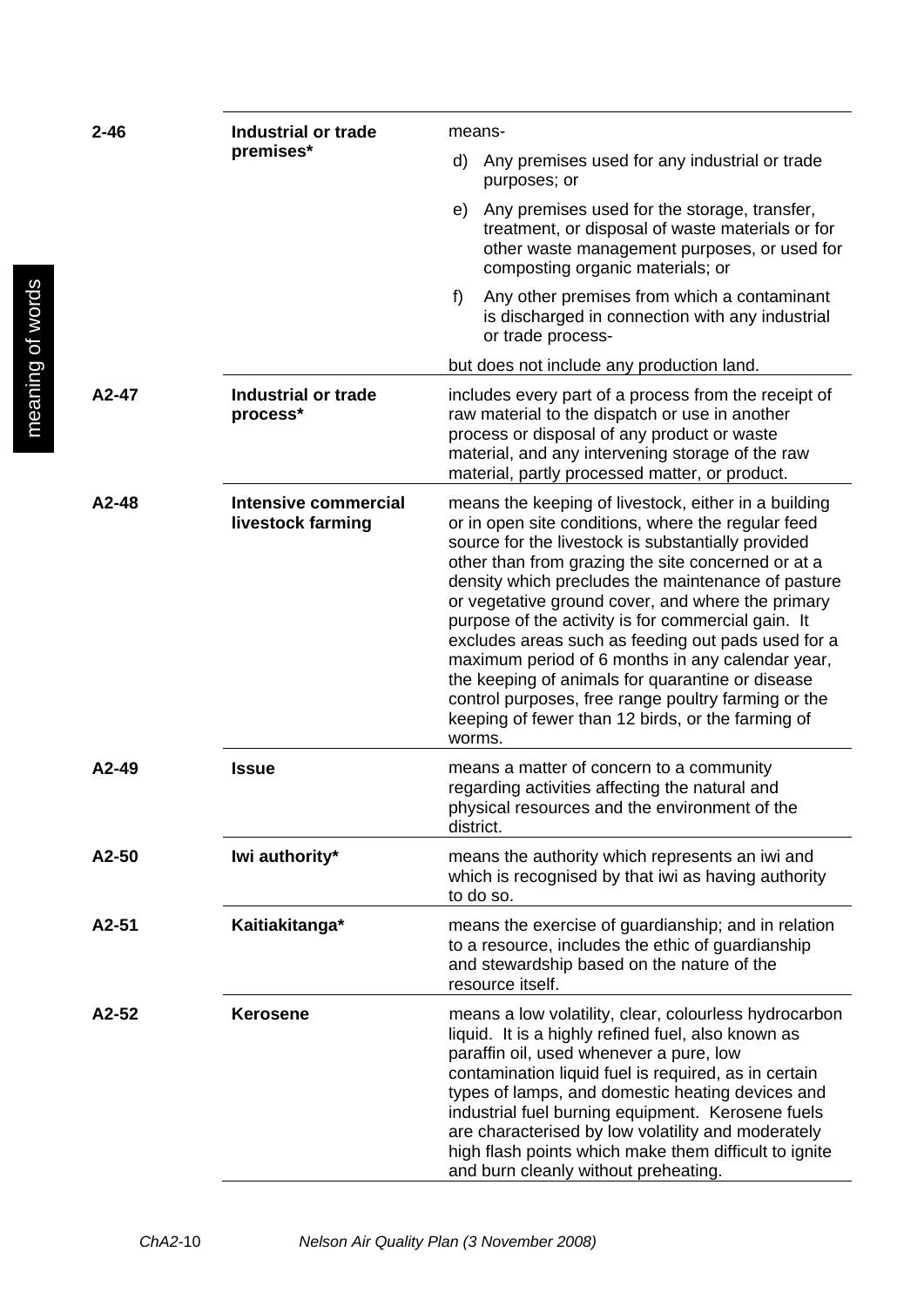| | | |
|---|---|---|
| 2-46 | **Industrial or trade premises*** | means-<br>d) Any premises used for any industrial or trade purposes; or<br>e) Any premises used for the storage, transfer, treatment, or disposal of waste materials or for other waste management purposes, or used for composting organic materials; or<br>f) Any other premises from which a contaminant is discharged in connection with any industrial or trade process-<br>but does not include any production land. |
| A2-47 | **Industrial or trade process*** | includes every part of a process from the receipt of raw material to the dispatch or use in another process or disposal of any product or waste material, and any intervening storage of the raw material, partly processed matter, or product. |
| A2-48 | **Intensive commercial livestock farming** | means the keeping of livestock, either in a building or in open site conditions, where the regular feed source for the livestock is substantially provided other than from grazing the site concerned or at a density which precludes the maintenance of pasture or vegetative ground cover, and where the primary purpose of the activity is for commercial gain. It excludes areas such as feeding out pads used for a maximum period of 6 months in any calendar year, the keeping of animals for quarantine or disease control purposes, free range poultry farming or the keeping of fewer than 12 birds, or the farming of worms. |
| A2-49 | **Issue** | means a matter of concern to a community regarding activities affecting the natural and physical resources and the environment of the district. |
| A2-50 | **Iwi authority*** | means the authority which represents an iwi and which is recognised by that iwi as having authority to do so. |
| A2-51 | **Kaitiakitanga*** | means the exercise of guardianship; and in relation to a resource, includes the ethic of guardianship and stewardship based on the nature of the resource itself. |
| A2-52 | **Kerosene** | means a low volatility, clear, colourless hydrocarbon liquid. It is a highly refined fuel, also known as paraffin oil, used whenever a pure, low contamination liquid fuel is required, as in certain types of lamps, and domestic heating devices and industrial fuel burning equipment. Kerosene fuels are characterised by low volatility and moderately high flash points which make them difficult to ignite and burn cleanly without preheating. |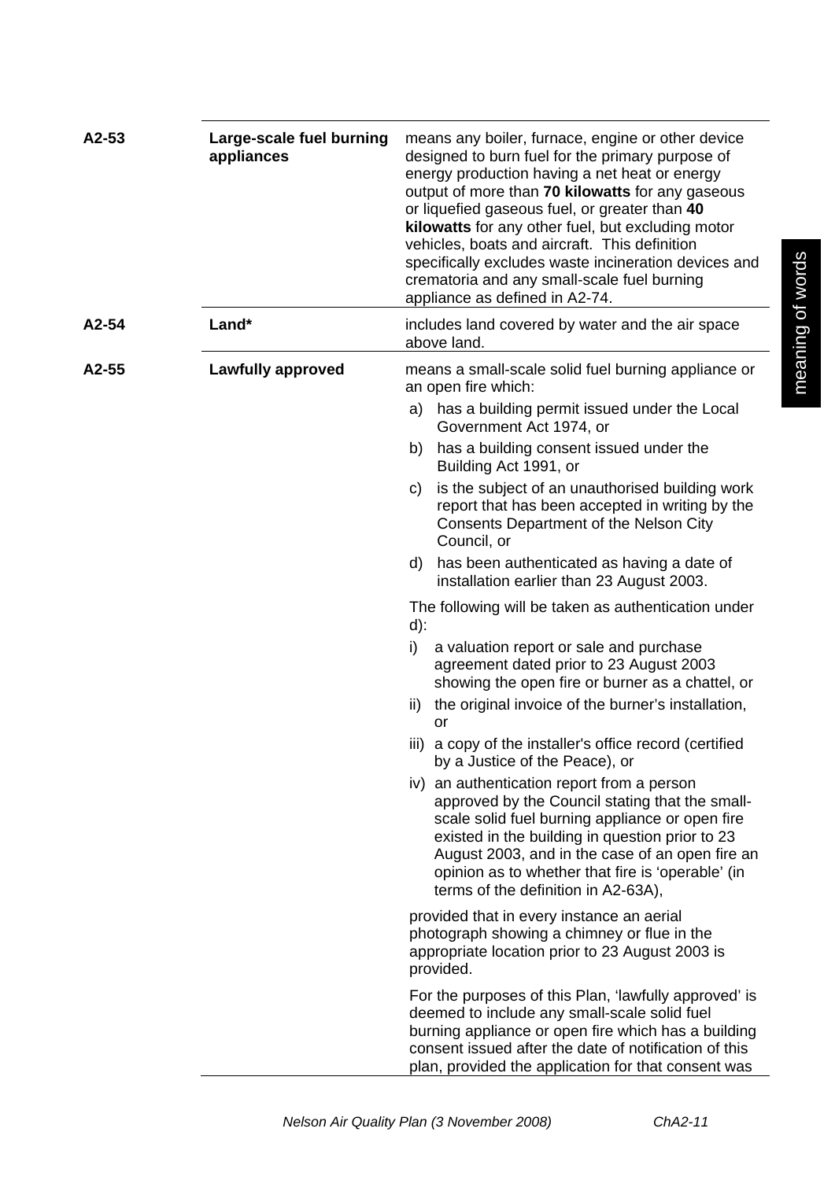| | | |
|---|---|---|
| **A2-53** | **Large-scale fuel burning appliances** | means any boiler, furnace, engine or other device designed to burn fuel for the primary purpose of energy production having a net heat or energy output of more than **70 kilowatts** for any gaseous or liquefied gaseous fuel, or greater than **40 kilowatts** for any other fuel, but excluding motor vehicles, boats and aircraft. This definition specifically excludes waste incineration devices and crematoria and any small-scale fuel burning appliance as defined in A2-74. |
| **A2-54** | **Land*** | includes land covered by water and the air space above land. |
| **A2-55** | **Lawfully approved** | means a small-scale solid fuel burning appliance or an open fire which:<br>a) has a building permit issued under the Local Government Act 1974, or<br>b) has a building consent issued under the Building Act 1991, or<br>c) is the subject of an unauthorised building work report that has been accepted in writing by the Consents Department of the Nelson City Council, or<br>d) has been authenticated as having a date of installation earlier than 23 August 2003.<br><br>The following will be taken as authentication under d):<br>i) a valuation report or sale and purchase agreement dated prior to 23 August 2003 showing the open fire or burner as a chattel, or<br>ii) the original invoice of the burner's installation, or<br>iii) a copy of the installer's office record (certified by a Justice of the Peace), or<br>iv) an authentication report from a person approved by the Council stating that the small-scale solid fuel burning appliance or open fire existed in the building in question prior to 23 August 2003, and in the case of an open fire an opinion as to whether that fire is 'operable' (in terms of the definition in A2-63A),<br><br>provided that in every instance an aerial photograph showing a chimney or flue in the appropriate location prior to 23 August 2003 is provided.<br><br>For the purposes of this Plan, 'lawfully approved' is deemed to include any small-scale solid fuel burning appliance or open fire which has a building consent issued after the date of notification of this plan, provided the application for that consent was |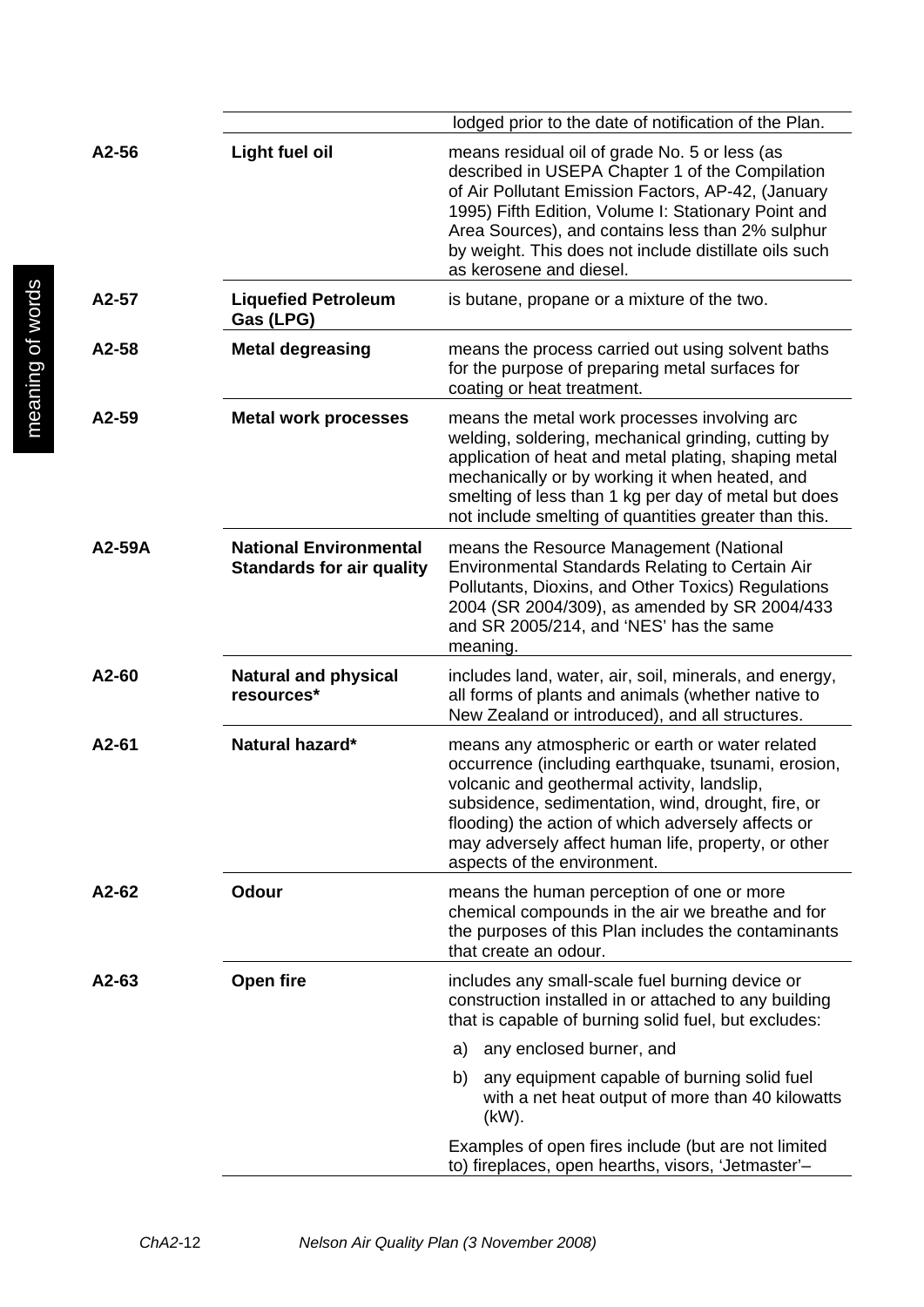| | | |
|---|---|---|
| | | lodged prior to the date of notification of the Plan. |
| **A2-56** | **Light fuel oil** | means residual oil of grade No. 5 or less (as described in USEPA Chapter 1 of the Compilation of Air Pollutant Emission Factors, AP-42, (January 1995) Fifth Edition, Volume I: Stationary Point and Area Sources), and contains less than 2% sulphur by weight. This does not include distillate oils such as kerosene and diesel. |
| **A2-57** | **Liquefied Petroleum Gas (LPG)** | is butane, propane or a mixture of the two. |
| **A2-58** | **Metal degreasing** | means the process carried out using solvent baths for the purpose of preparing metal surfaces for coating or heat treatment. |
| **A2-59** | **Metal work processes** | means the metal work processes involving arc welding, soldering, mechanical grinding, cutting by application of heat and metal plating, shaping metal mechanically or by working it when heated, and smelting of less than 1 kg per day of metal but does not include smelting of quantities greater than this. |
| **A2-59A** | **National Environmental Standards for air quality** | means the Resource Management (National Environmental Standards Relating to Certain Air Pollutants, Dioxins, and Other Toxics) Regulations 2004 (SR 2004/309), as amended by SR 2004/433 and SR 2005/214, and 'NES' has the same meaning. |
| **A2-60** | **Natural and physical resources*** | includes land, water, air, soil, minerals, and energy, all forms of plants and animals (whether native to New Zealand or introduced), and all structures. |
| **A2-61** | **Natural hazard*** | means any atmospheric or earth or water related occurrence (including earthquake, tsunami, erosion, volcanic and geothermal activity, landslip, subsidence, sedimentation, wind, drought, fire, or flooding) the action of which adversely affects or may adversely affect human life, property, or other aspects of the environment. |
| **A2-62** | **Odour** | means the human perception of one or more chemical compounds in the air we breathe and for the purposes of this Plan includes the contaminants that create an odour. |
| **A2-63** | **Open fire** | includes any small-scale fuel burning device or construction installed in or attached to any building that is capable of burning solid fuel, but excludes:<br>a) any enclosed burner, and<br>b) any equipment capable of burning solid fuel with a net heat output of more than 40 kilowatts (kW).<br>Examples of open fires include (but are not limited to) fireplaces, open hearths, visors, 'Jetmaster'– |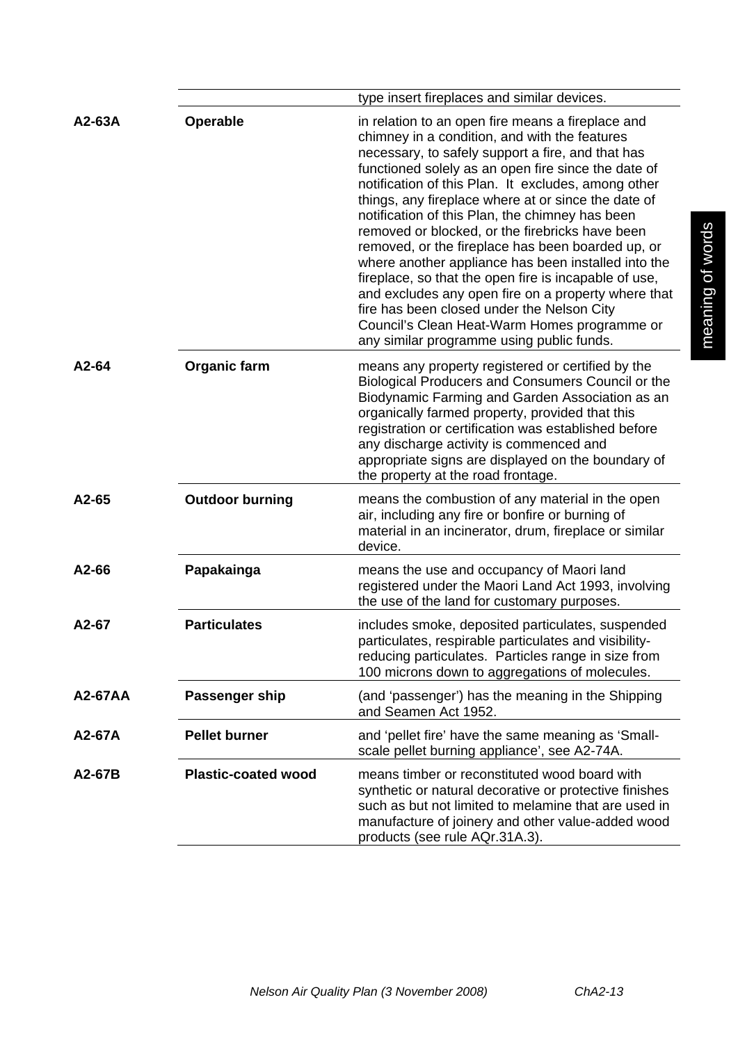| | | |
|---|---|---|
| | | type insert fireplaces and similar devices. |
| **A2-63A** | **Operable** | in relation to an open fire means a fireplace and chimney in a condition, and with the features necessary, to safely support a fire, and that has functioned solely as an open fire since the date of notification of this Plan. It excludes, among other things, any fireplace where at or since the date of notification of this Plan, the chimney has been removed or blocked, or the firebricks have been removed, or the fireplace has been boarded up, or where another appliance has been installed into the fireplace, so that the open fire is incapable of use, and excludes any open fire on a property where that fire has been closed under the Nelson City Council's Clean Heat-Warm Homes programme or any similar programme using public funds. |
| **A2-64** | **Organic farm** | means any property registered or certified by the Biological Producers and Consumers Council or the Biodynamic Farming and Garden Association as an organically farmed property, provided that this registration or certification was established before any discharge activity is commenced and appropriate signs are displayed on the boundary of the property at the road frontage. |
| **A2-65** | **Outdoor burning** | means the combustion of any material in the open air, including any fire or bonfire or burning of material in an incinerator, drum, fireplace or similar device. |
| **A2-66** | **Papakainga** | means the use and occupancy of Maori land registered under the Maori Land Act 1993, involving the use of the land for customary purposes. |
| **A2-67** | **Particulates** | includes smoke, deposited particulates, suspended particulates, respirable particulates and visibility-reducing particulates. Particles range in size from 100 microns down to aggregations of molecules. |
| **A2-67AA** | **Passenger ship** | (and 'passenger') has the meaning in the Shipping and Seamen Act 1952. |
| **A2-67A** | **Pellet burner** | and 'pellet fire' have the same meaning as 'Small-scale pellet burning appliance', see A2-74A. |
| **A2-67B** | **Plastic-coated wood** | means timber or reconstituted wood board with synthetic or natural decorative or protective finishes such as but not limited to melamine that are used in manufacture of joinery and other value-added wood products (see rule AQr.31A.3). |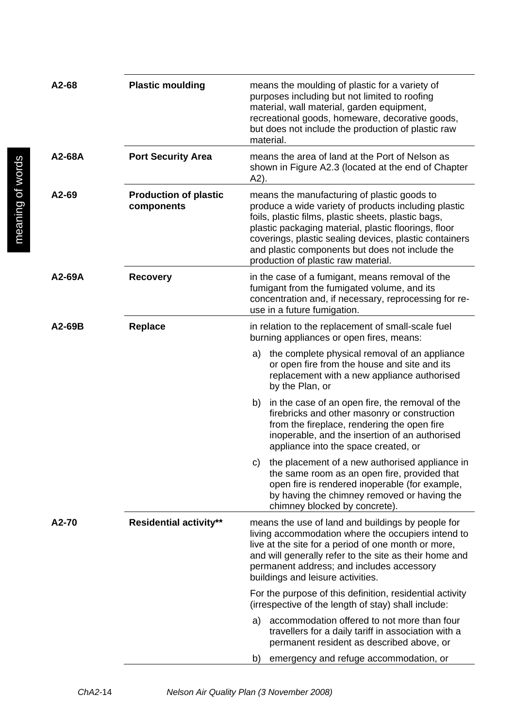| | | |
|---|---|---|
| **A2-68** | **Plastic moulding** | means the moulding of plastic for a variety of purposes including but not limited to roofing material, wall material, garden equipment, recreational goods, homeware, decorative goods, but does not include the production of plastic raw material. |
| **A2-68A** | **Port Security Area** | means the area of land at the Port of Nelson as shown in Figure A2.3 (located at the end of Chapter A2). |
| **A2-69** | **Production of plastic components** | means the manufacturing of plastic goods to produce a wide variety of products including plastic foils, plastic films, plastic sheets, plastic bags, plastic packaging material, plastic floorings, floor coverings, plastic sealing devices, plastic containers and plastic components but does not include the production of plastic raw material. |
| **A2-69A** | **Recovery** | in the case of a fumigant, means removal of the fumigant from the fumigated volume, and its concentration and, if necessary, reprocessing for re-use in a future fumigation. |
| **A2-69B** | **Replace** | in relation to the replacement of small-scale fuel burning appliances or open fires, means:<br><br>a) the complete physical removal of an appliance or open fire from the house and site and its replacement with a new appliance authorised by the Plan, or<br><br>b) in the case of an open fire, the removal of the firebricks and other masonry or construction from the fireplace, rendering the open fire inoperable, and the insertion of an authorised appliance into the space created, or<br><br>c) the placement of a new authorised appliance in the same room as an open fire, provided that open fire is rendered inoperable (for example, by having the chimney removed or having the chimney blocked by concrete). |
| **A2-70** | **Residential activity**** | means the use of land and buildings by people for living accommodation where the occupiers intend to live at the site for a period of one month or more, and will generally refer to the site as their home and permanent address; and includes accessory buildings and leisure activities.<br><br>For the purpose of this definition, residential activity (irrespective of the length of stay) shall include:<br><br>a) accommodation offered to not more than four travellers for a daily tariff in association with a permanent resident as described above, or<br><br>b) emergency and refuge accommodation, or |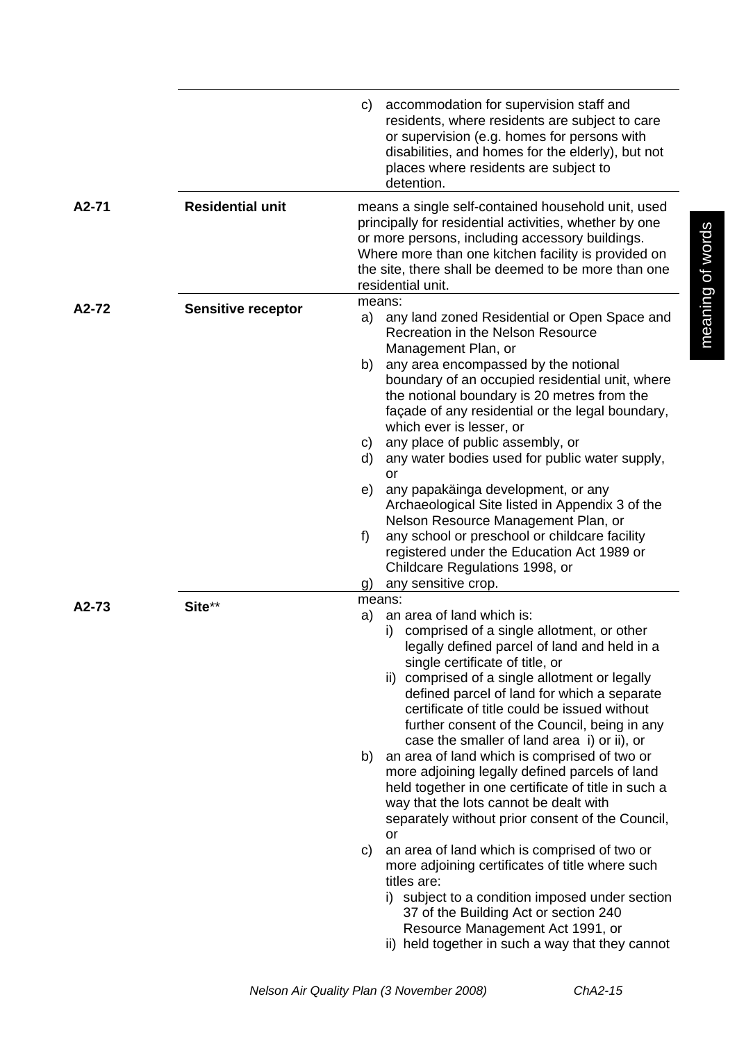| | | |
|---|---|---|
| | | c) accommodation for supervision staff and residents, where residents are subject to care or supervision (e.g. homes for persons with disabilities, and homes for the elderly), but not places where residents are subject to detention. |
| A2-71 | **Residential unit** | means a single self-contained household unit, used principally for residential activities, whether by one or more persons, including accessory buildings. Where more than one kitchen facility is provided on the site, there shall be deemed to be more than one residential unit. |
| A2-72 | **Sensitive receptor** | means:<br>a) any land zoned Residential or Open Space and Recreation in the Nelson Resource Management Plan, or<br>b) any area encompassed by the notional boundary of an occupied residential unit, where the notional boundary is 20 metres from the façade of any residential or the legal boundary, which ever is lesser, or<br>c) any place of public assembly, or<br>d) any water bodies used for public water supply, or<br>e) any papakäinga development, or any Archaeological Site listed in Appendix 3 of the Nelson Resource Management Plan, or<br>f) any school or preschool or childcare facility registered under the Education Act 1989 or Childcare Regulations 1998, or<br>g) any sensitive crop. |
| A2-73 | **Site**** | means:<br>a) an area of land which is:<br>i) comprised of a single allotment, or other legally defined parcel of land and held in a single certificate of title, or<br>ii) comprised of a single allotment or legally defined parcel of land for which a separate certificate of title could be issued without further consent of the Council, being in any case the smaller of land area i) or ii), or<br>b) an area of land which is comprised of two or more adjoining legally defined parcels of land held together in one certificate of title in such a way that the lots cannot be dealt with separately without prior consent of the Council, or<br>c) an area of land which is comprised of two or more adjoining certificates of title where such titles are:<br>i) subject to a condition imposed under section 37 of the Building Act or section 240 Resource Management Act 1991, or<br>ii) held together in such a way that they cannot |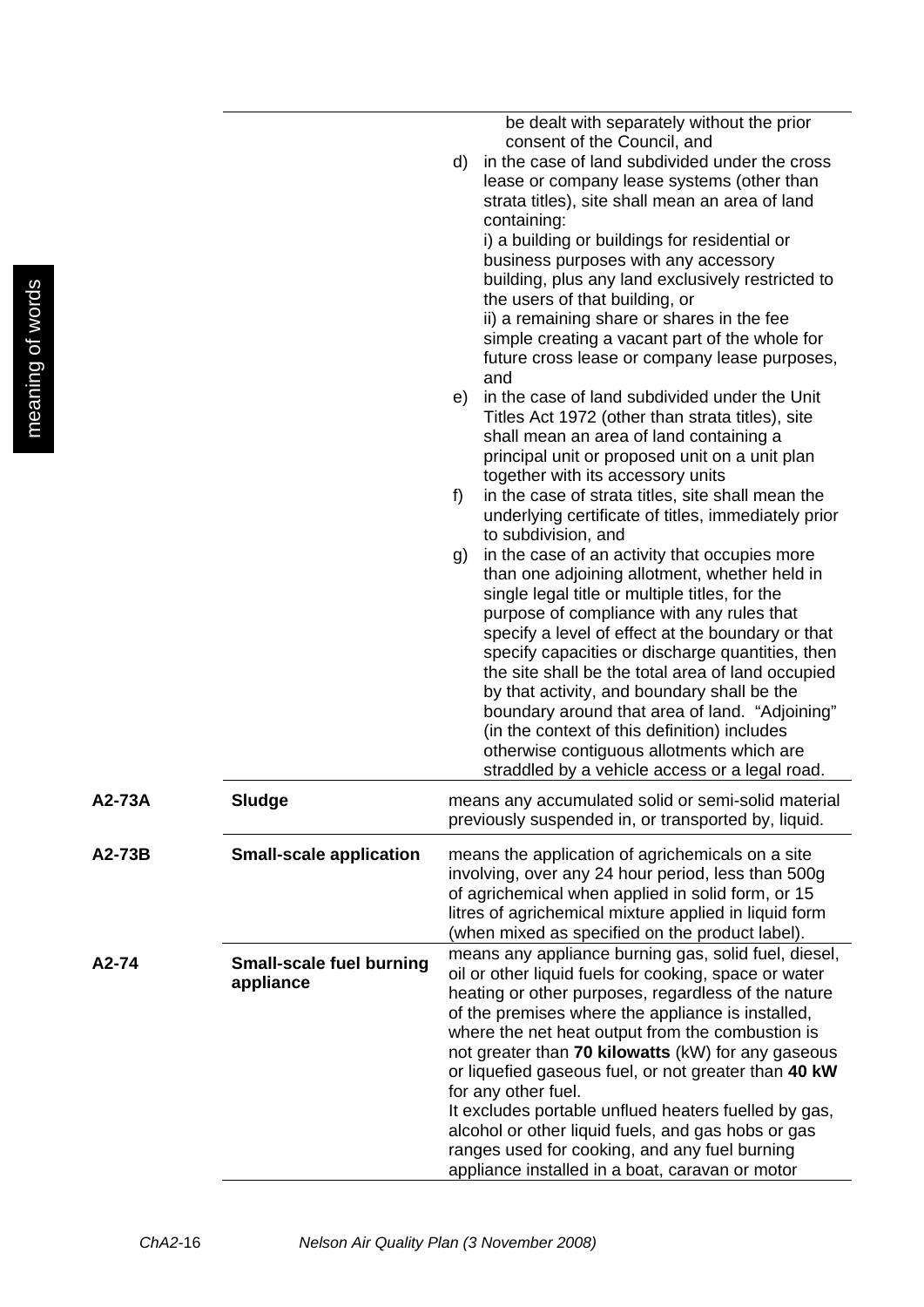| | | |
|---|---|---|
| | | be dealt with separately without the prior consent of the Council, and<br>d) in the case of land subdivided under the cross lease or company lease systems (other than strata titles), site shall mean an area of land containing:<br>i) a building or buildings for residential or business purposes with any accessory building, plus any land exclusively restricted to the users of that building, or<br>ii) a remaining share or shares in the fee simple creating a vacant part of the whole for future cross lease or company lease purposes, and<br>e) in the case of land subdivided under the Unit Titles Act 1972 (other than strata titles), site shall mean an area of land containing a principal unit or proposed unit on a unit plan together with its accessory units<br>f) in the case of strata titles, site shall mean the underlying certificate of titles, immediately prior to subdivision, and<br>g) in the case of an activity that occupies more than one adjoining allotment, whether held in single legal title or multiple titles, for the purpose of compliance with any rules that specify a level of effect at the boundary or that specify capacities or discharge quantities, then the site shall be the total area of land occupied by that activity, and boundary shall be the boundary around that area of land. "Adjoining" (in the context of this definition) includes otherwise contiguous allotments which are straddled by a vehicle access or a legal road. |
| **A2-73A** | **Sludge** | means any accumulated solid or semi-solid material previously suspended in, or transported by, liquid. |
| **A2-73B** | **Small-scale application** | means the application of agrichemicals on a site involving, over any 24 hour period, less than 500g of agrichemical when applied in solid form, or 15 litres of agrichemical mixture applied in liquid form (when mixed as specified on the product label). |
| **A2-74** | **Small-scale fuel burning appliance** | means any appliance burning gas, solid fuel, diesel, oil or other liquid fuels for cooking, space or water heating or other purposes, regardless of the nature of the premises where the appliance is installed, where the net heat output from the combustion is not greater than **70 kilowatts** (kW) for any gaseous or liquefied gaseous fuel, or not greater than **40 kW** for any other fuel.<br>It excludes portable unflued heaters fuelled by gas, alcohol or other liquid fuels, and gas hobs or gas ranges used for cooking, and any fuel burning appliance installed in a boat, caravan or motor |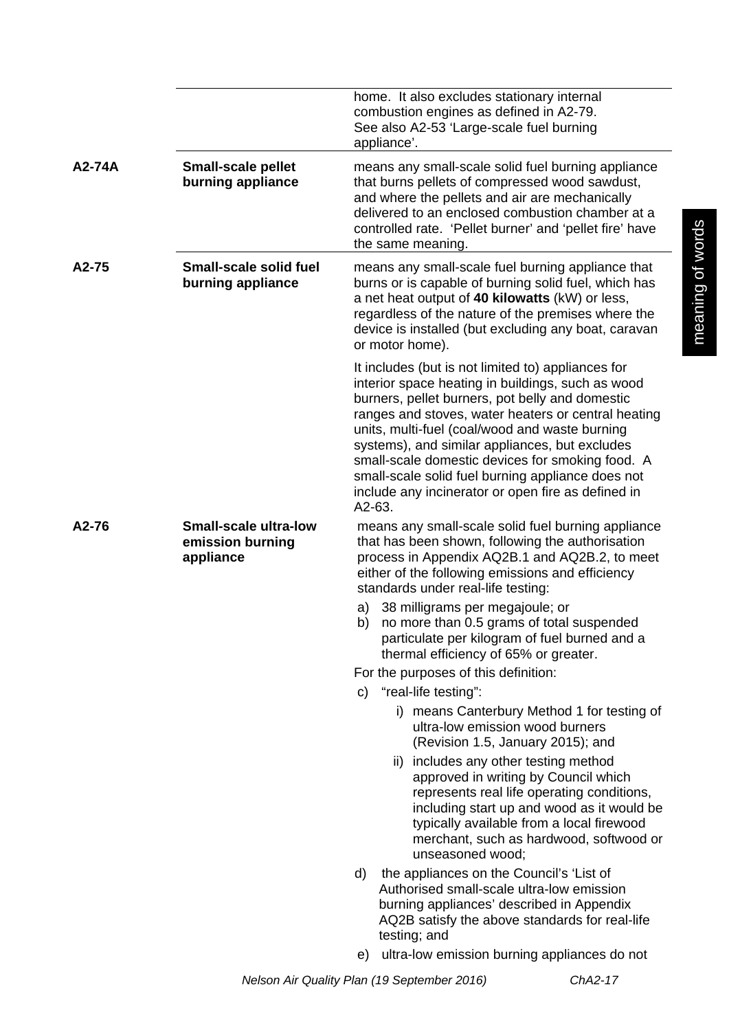| | | |
|---|---|---|
| | | home. It also excludes stationary internal combustion engines as defined in A2-79. See also A2-53 'Large-scale fuel burning appliance'. |
| A2-74A | **Small-scale pellet burning appliance** | means any small-scale solid fuel burning appliance that burns pellets of compressed wood sawdust, and where the pellets and air are mechanically delivered to an enclosed combustion chamber at a controlled rate. 'Pellet burner' and 'pellet fire' have the same meaning. |
| A2-75 | **Small-scale solid fuel burning appliance** | means any small-scale fuel burning appliance that burns or is capable of burning solid fuel, which has a net heat output of **40 kilowatts** (kW) or less, regardless of the nature of the premises where the device is installed (but excluding any boat, caravan or motor home).<br><br>It includes (but is not limited to) appliances for interior space heating in buildings, such as wood burners, pellet burners, pot belly and domestic ranges and stoves, water heaters or central heating units, multi-fuel (coal/wood and waste burning systems), and similar appliances, but excludes small-scale domestic devices for smoking food. A small-scale solid fuel burning appliance does not include any incinerator or open fire as defined in A2-63. |
| A2-76 | **Small-scale ultra-low emission burning appliance** | means any small-scale solid fuel burning appliance that has been shown, following the authorisation process in Appendix AQ2B.1 and AQ2B.2, to meet either of the following emissions and efficiency standards under real-life testing:<br>a) 38 milligrams per megajoule; or<br>b) no more than 0.5 grams of total suspended particulate per kilogram of fuel burned and a thermal efficiency of 65% or greater.<br>For the purposes of this definition:<br>c) "real-life testing":<br>i) means Canterbury Method 1 for testing of ultra-low emission wood burners (Revision 1.5, January 2015); and<br>ii) includes any other testing method approved in writing by Council which represents real life operating conditions, including start up and wood as it would be typically available from a local firewood merchant, such as hardwood, softwood or unseasoned wood;<br>d) the appliances on the Council's 'List of Authorised small-scale ultra-low emission burning appliances' described in Appendix AQ2B satisfy the above standards for real-life testing; and<br>e) ultra-low emission burning appliances do not |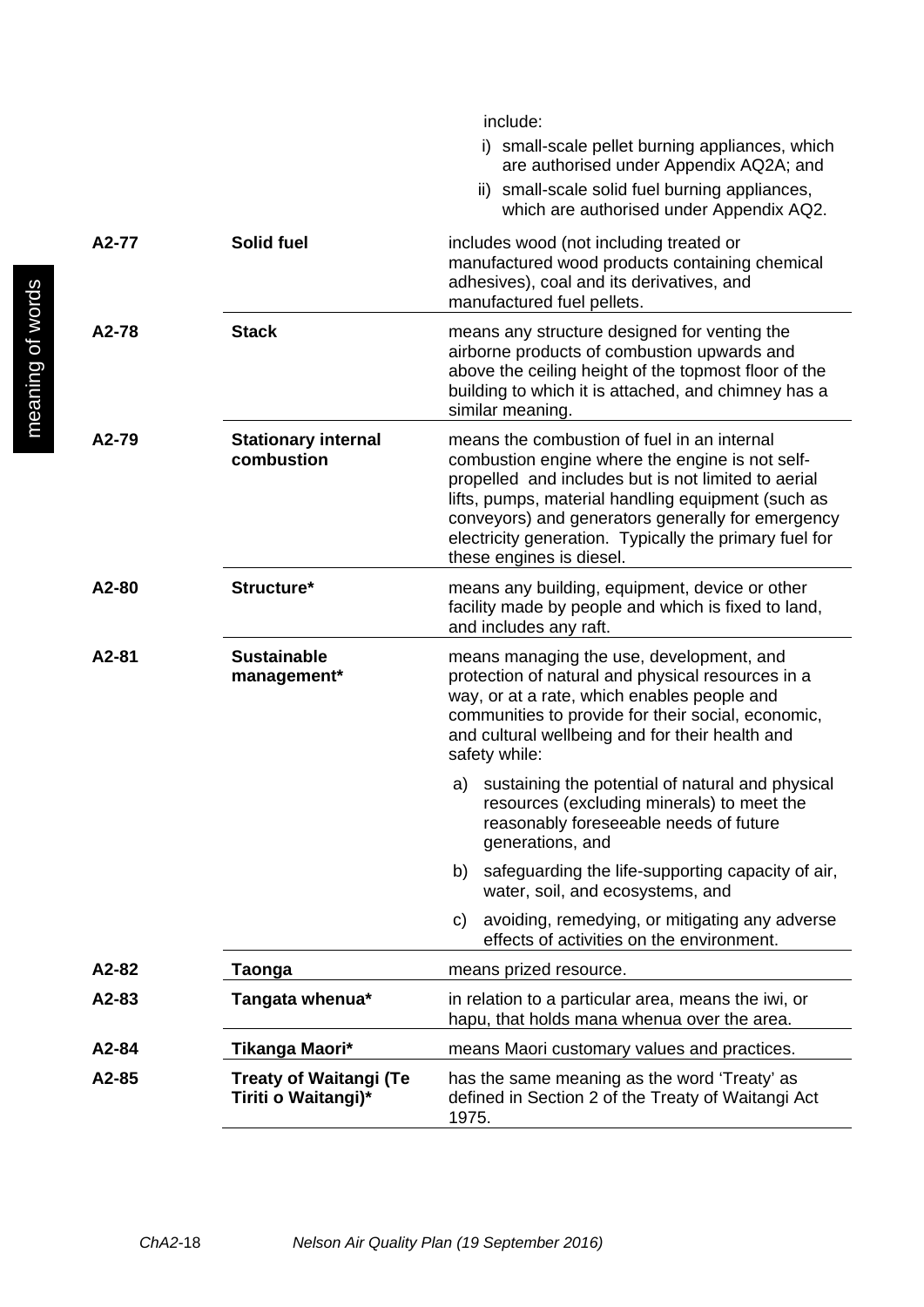| | | include: |
|---|---|---|
| | | i) small-scale pellet burning appliances, which are authorised under Appendix AQ2A; and |
| | | ii) small-scale solid fuel burning appliances, which are authorised under Appendix AQ2. |
| A2-77 | **Solid fuel** | includes wood (not including treated or manufactured wood products containing chemical adhesives), coal and its derivatives, and manufactured fuel pellets. |
| A2-78 | **Stack** | means any structure designed for venting the airborne products of combustion upwards and above the ceiling height of the topmost floor of the building to which it is attached, and chimney has a similar meaning. |
| A2-79 | **Stationary internal combustion** | means the combustion of fuel in an internal combustion engine where the engine is not self-propelled and includes but is not limited to aerial lifts, pumps, material handling equipment (such as conveyors) and generators generally for emergency electricity generation. Typically the primary fuel for these engines is diesel. |
| A2-80 | **Structure*** | means any building, equipment, device or other facility made by people and which is fixed to land, and includes any raft. |
| A2-81 | **Sustainable management*** | means managing the use, development, and protection of natural and physical resources in a way, or at a rate, which enables people and communities to provide for their social, economic, and cultural wellbeing and for their health and safety while: |
| | | a) sustaining the potential of natural and physical resources (excluding minerals) to meet the reasonably foreseeable needs of future generations, and |
| | | b) safeguarding the life-supporting capacity of air, water, soil, and ecosystems, and |
| | | c) avoiding, remedying, or mitigating any adverse effects of activities on the environment. |
| A2-82 | **Taonga** | means prized resource. |
| A2-83 | **Tangata whenua*** | in relation to a particular area, means the iwi, or hapu, that holds mana whenua over the area. |
| A2-84 | **Tikanga Maori*** | means Maori customary values and practices. |
| A2-85 | **Treaty of Waitangi (Te Tiriti o Waitangi)*** | has the same meaning as the word 'Treaty' as defined in Section 2 of the Treaty of Waitangi Act 1975. |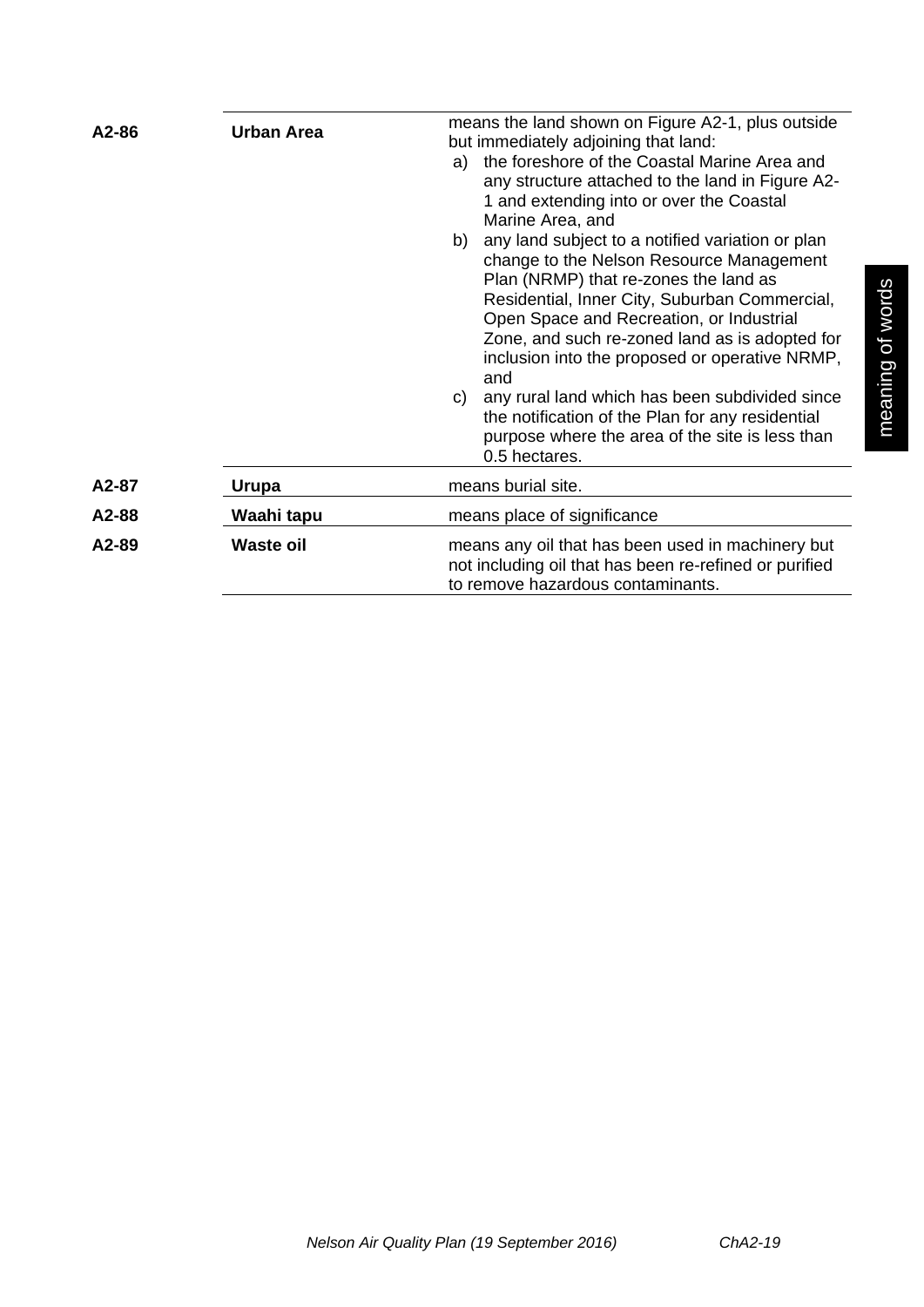| | | |
|---|---|---|
| **A2-86** | **Urban Area** | means the land shown on Figure A2-1, plus outside but immediately adjoining that land:<br>a) the foreshore of the Coastal Marine Area and any structure attached to the land in Figure A2-1 and extending into or over the Coastal Marine Area, and<br>b) any land subject to a notified variation or plan change to the Nelson Resource Management Plan (NRMP) that re-zones the land as Residential, Inner City, Suburban Commercial, Open Space and Recreation, or Industrial Zone, and such re-zoned land as is adopted for inclusion into the proposed or operative NRMP, and<br>c) any rural land which has been subdivided since the notification of the Plan for any residential purpose where the area of the site is less than 0.5 hectares. |
| **A2-87** | **Urupa** | means burial site. |
| **A2-88** | **Waahi tapu** | means place of significance |
| **A2-89** | **Waste oil** | means any oil that has been used in machinery but not including oil that has been re-refined or purified to remove hazardous contaminants. |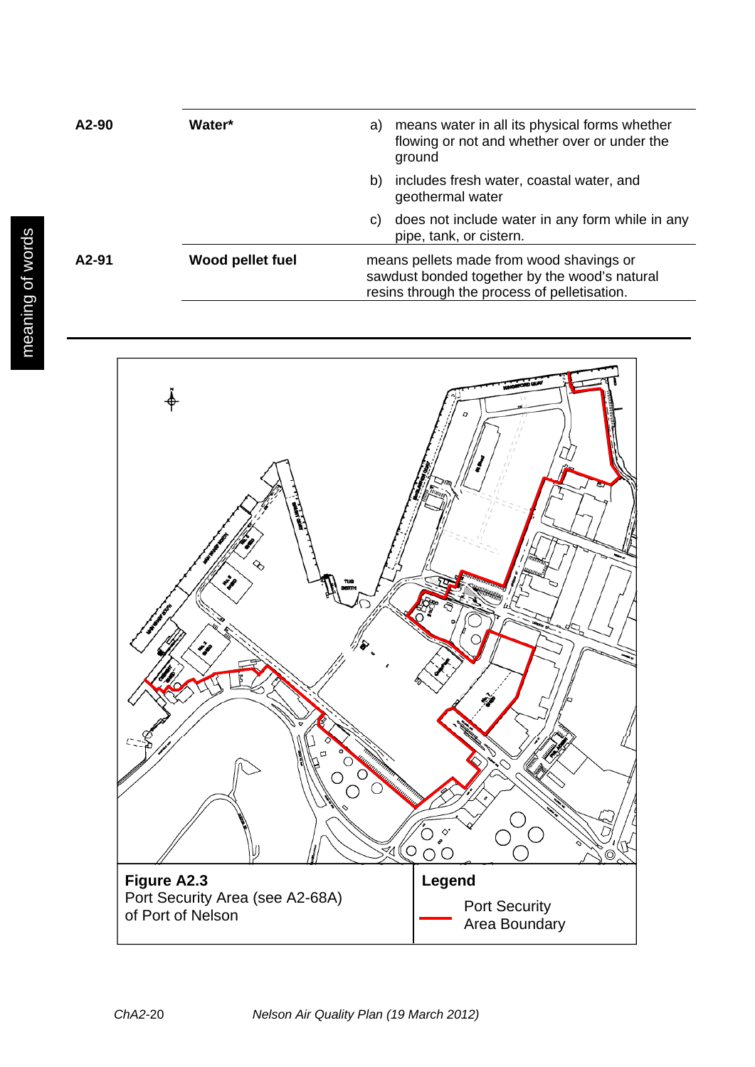| | | |
|---|---|---|
| A2-90 | **Water*** | a) means water in all its physical forms whether flowing or not and whether over or under the ground<br>b) includes fresh water, coastal water, and geothermal water<br>c) does not include water in any form while in any pipe, tank, or cistern. |
| A2-91 | **Wood pellet fuel** | means pellets made from wood shavings or sawdust bonded together by the wood's natural resins through the process of pelletisation. |

**Figure A2.3**
Port Security Area (see A2-68A) of Port of Nelson

**Legend**

Port Security Area Boundary